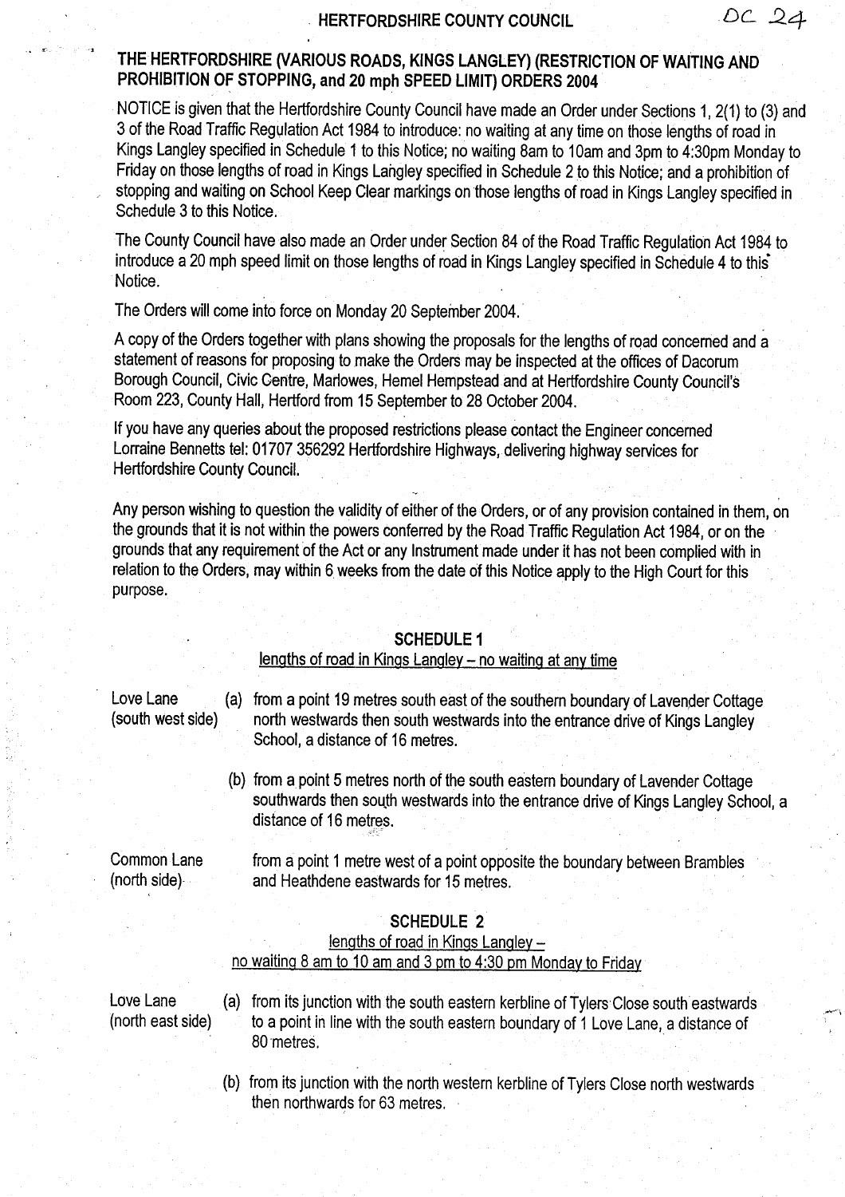HERTFORDSHIRE COUNTY COUNCIL

DC 24

## THE HERTFORDSHIRE (VARIOUS ROADS, KINGS LANGLEY) (RESTRICTION OF WAITING AND PROHIBITION OF STOPPING, and 20 mph SPEED LIMIT) ORDERS 2004

NOTICE is given that the Hertfordshire County Council have made an Order under Sections 1, 2(1) to (3) and 3 of the Road Traffic Regulation Act 1984 to introduce: no waiting at any time on those lengths of road in Kings Langley specified in Schedule 1 to this Notice; no waiting 8am to 10am and 3pm to 4:30pm Monday to Friday on those lengths of road in Kings Langley specified in Schedule 2 to this Notice; and a prohibition of stopping and waiting on School Keep Clear markings on those lengths of road in Kings Langley specified in Schedule 3 to this Notice.

The County Council have also made an Order under Section 84 of the Road Traffic Regulation Act 1984 to introduce a 20 mph speed limit on those lengths of road in Kings Langley specified in Schedule 4 to this Notice.

The Orders will come into force on Monday 20 September 2004.

A copy of the Orders together with plans showing the proposals for the lengths of road concerned and a statement of reasons for proposing to make the Orders may be inspected at the offices of Dacorum Borough Council, Civic Centre, Marlowes, Hemel Hempstead and at Hertfordshire County Council's Room 223, County Hall, Hertford from 15 September to 28 October 2004.

If you have any queries about the proposed restrictions please contact the Engineer concerned Lorraine Bennetts tel: 01707 356292 Hertfordshire Highways, delivering highway services for Hertfordshire County Council.

Any person wishing to question the validity of either of the Orders, or of any provision contained in them, on the grounds that it is not within the powers conferred by the Road Traffic Regulation Act 1984, or on the grounds that any requirement of the Act or any Instrument made under it has not been complied with in relation to the Orders, may within 6 weeks from the date of this Notice apply to the High Court for this purpose.

### SCHEDULE 1

lengths of road in Kings Langley – no waiting at any time

Love Lane (south west side)

(a) from a point 19 metres south east of the southern boundary of Lavender Cottage north westwards then south westwards into the entrance drive of Kings Langley School, a distance of 16 metres.

(b) from a point 5 metres north of the south eastern boundary of Lavender Cottage southwards then south westwards into the entrance drive of Kings Langley School, a distance of 16 metres.

Common Lane (north side)

from a point 1 metre west of a point opposite the boundary between Brambles and Heathdene eastwards for 15 metres.

### SCHEDULE 2

lengths of road in Kings Langley – no waiting 8 am to 10 am and 3 pm to 4:30 pm Monday to Friday

Love Lane (north east side)

(a) from its junction with the south eastern kerbline of Tylers Close south eastwards to a point in line with the south eastern boundary of 1 Love Lane, a distance of 80 metres.

(b) from its junction with the north western kerbline of Tylers Close north westwards then northwards for 63 metres.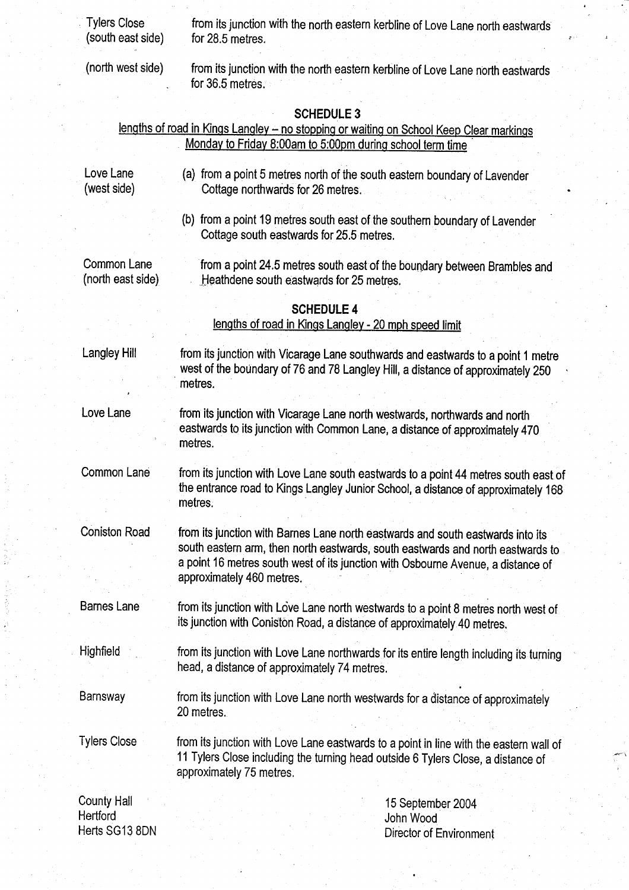Tylers Close (south east side) from its junction with the north eastern kerbline of Love Lane north eastwards for 28.5 metres.

(north west side) from its junction with the north eastern kerbline of Love Lane north eastwards for 36.5 metres.

## SCHEDULE 3

lengths of road in Kings Langley – no stopping or waiting on School Keep Clear markings Monday to Friday 8:00am to 5:00pm during school term time

Love Lane (west side)

(a) from a point 5 metres north of the south eastern boundary of Lavender Cottage northwards for 26 metres.

(b) from a point 19 metres south east of the southern boundary of Lavender Cottage south eastwards for 25.5 metres.

Common Lane (north east side) from a point 24.5 metres south east of the boundary between Brambles and Heathdene south eastwards for 25 metres.

## SCHEDULE 4

lengths of road in Kings Langley - 20 mph speed limit

Langley Hill from its junction with Vicarage Lane southwards and eastwards to a point 1 metre west of the boundary of 76 and 78 Langley Hill, a distance of approximately 250 metres.

Love Lane from its junction with Vicarage Lane north westwards, northwards and north eastwards to its junction with Common Lane, a distance of approximately 470 metres.

Common Lane from its junction with Love Lane south eastwards to a point 44 metres south east of the entrance road to Kings Langley Junior School, a distance of approximately 168 metres.

Coniston Road from its junction with Barnes Lane north eastwards and south eastwards into its south eastern arm, then north eastwards, south eastwards and north eastwards to a point 16 metres south west of its junction with Osbourne Avenue, a distance of approximately 460 metres.

Barnes Lane from its junction with Love Lane north westwards to a point 8 metres north west of its junction with Coniston Road, a distance of approximately 40 metres.

Highfield from its junction with Love Lane northwards for its entire length including its turning head, a distance of approximately 74 metres.

Barnsway from its junction with Love Lane north westwards for a distance of approximately 20 metres.

Tylers Close from its junction with Love Lane eastwards to a point in line with the eastern wall of 11 Tylers Close including the turning head outside 6 Tylers Close, a distance of approximately 75 metres.

County Hall
Hertford
Herts SG13 8DN

15 September 2004
John Wood
Director of Environment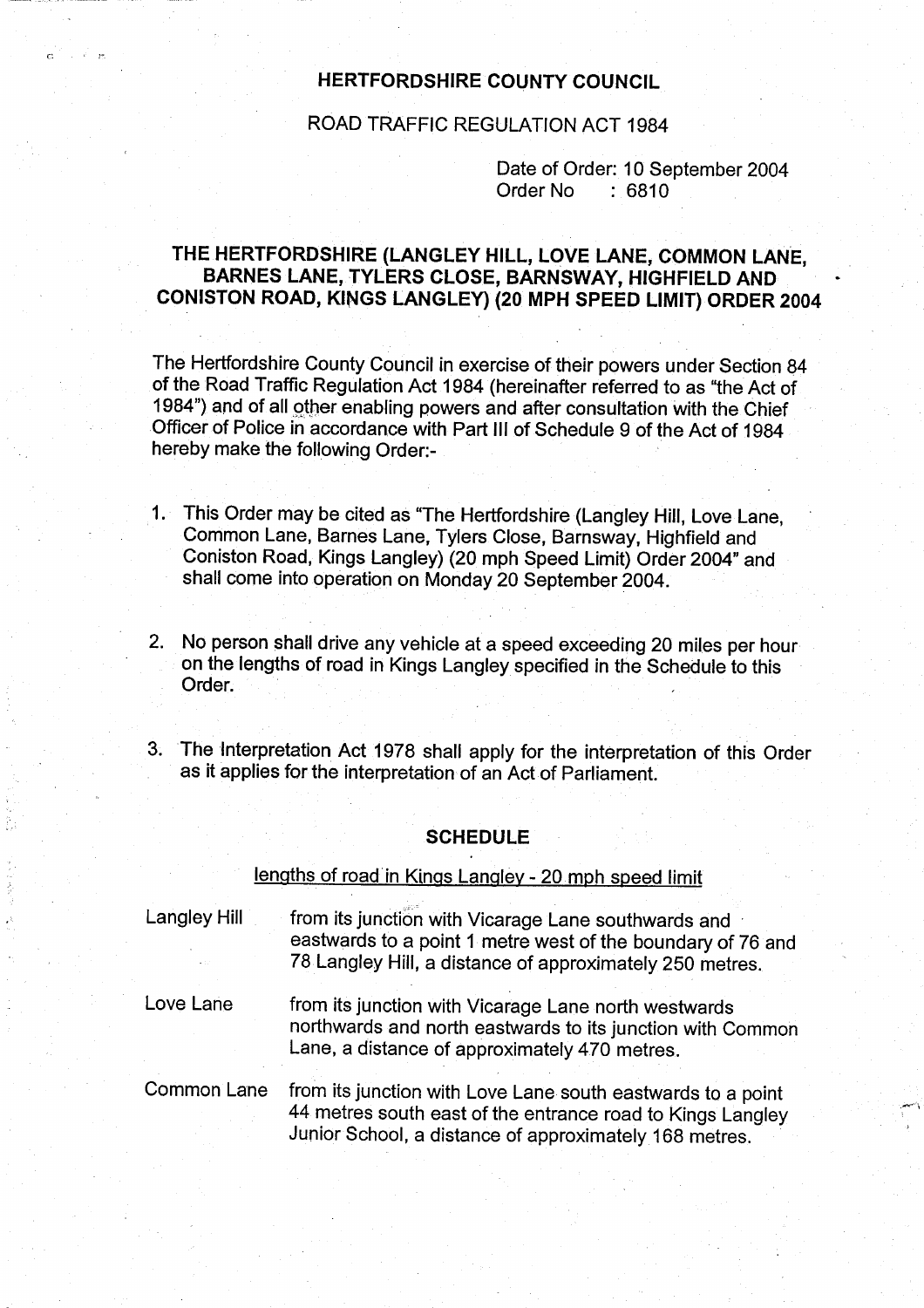# HERTFORDSHIRE COUNTY COUNCIL

ROAD TRAFFIC REGULATION ACT 1984

Date of Order: 10 September 2004
Order No : 6810

## THE HERTFORDSHIRE (LANGLEY HILL, LOVE LANE, COMMON LANE, BARNES LANE, TYLERS CLOSE, BARNSWAY, HIGHFIELD AND CONISTON ROAD, KINGS LANGLEY) (20 MPH SPEED LIMIT) ORDER 2004

The Hertfordshire County Council in exercise of their powers under Section 84 of the Road Traffic Regulation Act 1984 (hereinafter referred to as "the Act of 1984") and of all other enabling powers and after consultation with the Chief Officer of Police in accordance with Part III of Schedule 9 of the Act of 1984 hereby make the following Order:-

1. This Order may be cited as "The Hertfordshire (Langley Hill, Love Lane, Common Lane, Barnes Lane, Tylers Close, Barnsway, Highfield and Coniston Road, Kings Langley) (20 mph Speed Limit) Order 2004" and shall come into operation on Monday 20 September 2004.

2. No person shall drive any vehicle at a speed exceeding 20 miles per hour on the lengths of road in Kings Langley specified in the Schedule to this Order.

3. The Interpretation Act 1978 shall apply for the interpretation of this Order as it applies for the interpretation of an Act of Parliament.

### SCHEDULE

lengths of road in Kings Langley - 20 mph speed limit

| | |
|---|---|
| Langley Hill | from its junction with Vicarage Lane southwards and eastwards to a point 1 metre west of the boundary of 76 and 78 Langley Hill, a distance of approximately 250 metres. |
| Love Lane | from its junction with Vicarage Lane north westwards northwards and north eastwards to its junction with Common Lane, a distance of approximately 470 metres. |
| Common Lane | from its junction with Love Lane south eastwards to a point 44 metres south east of the entrance road to Kings Langley Junior School, a distance of approximately 168 metres. |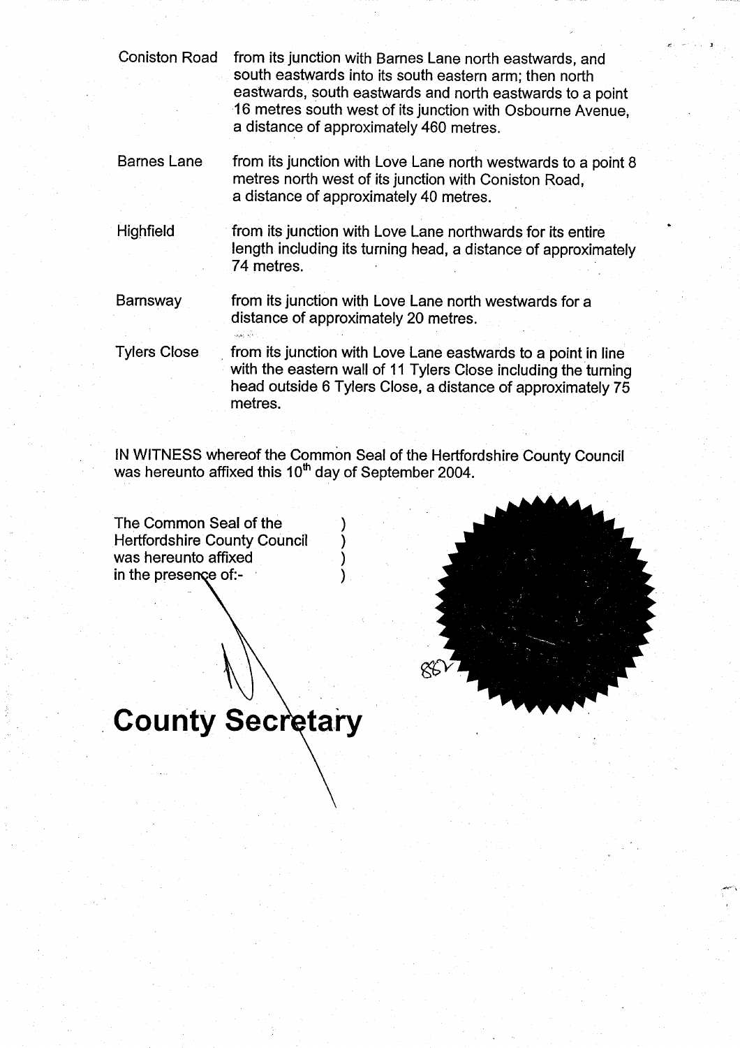| | |
|---|---|
| Coniston Road | from its junction with Barnes Lane north eastwards, and south eastwards into its south eastern arm; then north eastwards, south eastwards and north eastwards to a point 16 metres south west of its junction with Osbourne Avenue, a distance of approximately 460 metres. |
| Barnes Lane | from its junction with Love Lane north westwards to a point 8 metres north west of its junction with Coniston Road, a distance of approximately 40 metres. |
| Highfield | from its junction with Love Lane northwards for its entire length including its turning head, a distance of approximately 74 metres. |
| Barnsway | from its junction with Love Lane north westwards for a distance of approximately 20 metres. |
| Tylers Close | from its junction with Love Lane eastwards to a point in line with the eastern wall of 11 Tylers Close including the turning head outside 6 Tylers Close, a distance of approximately 75 metres. |

IN WITNESS whereof the Common Seal of the Hertfordshire County Council was hereunto affixed this 10th day of September 2004.

The Common Seal of the )
Hertfordshire County Council )
was hereunto affixed )
in the presence of:- )

882

**County Secretary**